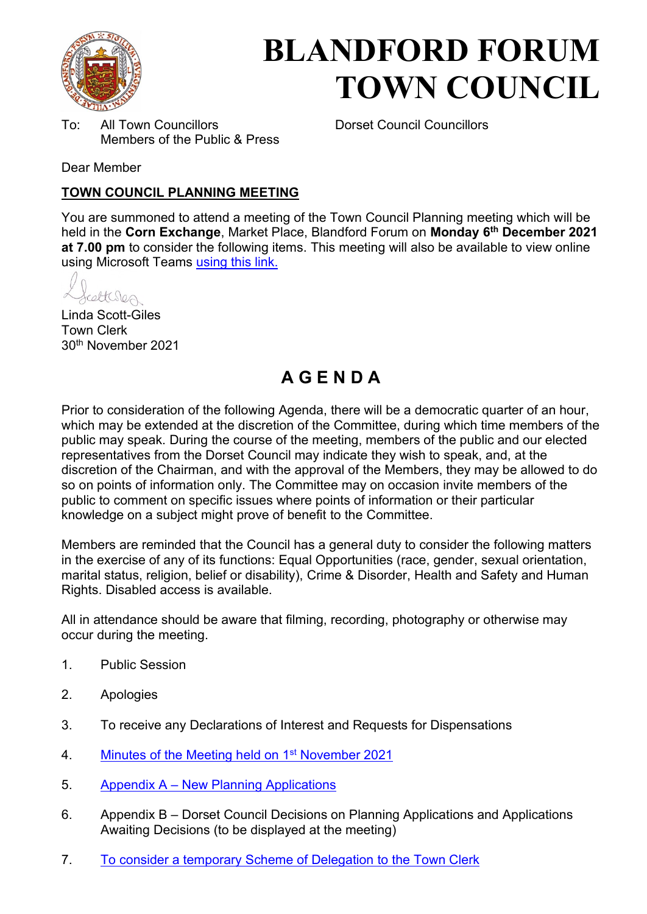# BLANDFORD FORUM TOWN COUNCIL

To: All Town Councillors
Members of the Public & Press

Dorset Council Councillors

Dear Member

**TOWN COUNCIL PLANNING MEETING**

You are summoned to attend a meeting of the Town Council Planning meeting which will be held in the **Corn Exchange**, Market Place, Blandford Forum on **Monday 6th December 2021 at 7.00 pm** to consider the following items. This meeting will also be available to view online using Microsoft Teams using this link.

Linda Scott-Giles
Town Clerk
30th November 2021

## A G E N D A

Prior to consideration of the following Agenda, there will be a democratic quarter of an hour, which may be extended at the discretion of the Committee, during which time members of the public may speak. During the course of the meeting, members of the public and our elected representatives from the Dorset Council may indicate they wish to speak, and, at the discretion of the Chairman, and with the approval of the Members, they may be allowed to do so on points of information only. The Committee may on occasion invite members of the public to comment on specific issues where points of information or their particular knowledge on a subject might prove of benefit to the Committee.

Members are reminded that the Council has a general duty to consider the following matters in the exercise of any of its functions: Equal Opportunities (race, gender, sexual orientation, marital status, religion, belief or disability), Crime & Disorder, Health and Safety and Human Rights. Disabled access is available.

All in attendance should be aware that filming, recording, photography or otherwise may occur during the meeting.

1. Public Session
2. Apologies
3. To receive any Declarations of Interest and Requests for Dispensations
4. Minutes of the Meeting held on 1st November 2021
5. Appendix A – New Planning Applications
6. Appendix B – Dorset Council Decisions on Planning Applications and Applications Awaiting Decisions (to be displayed at the meeting)
7. To consider a temporary Scheme of Delegation to the Town Clerk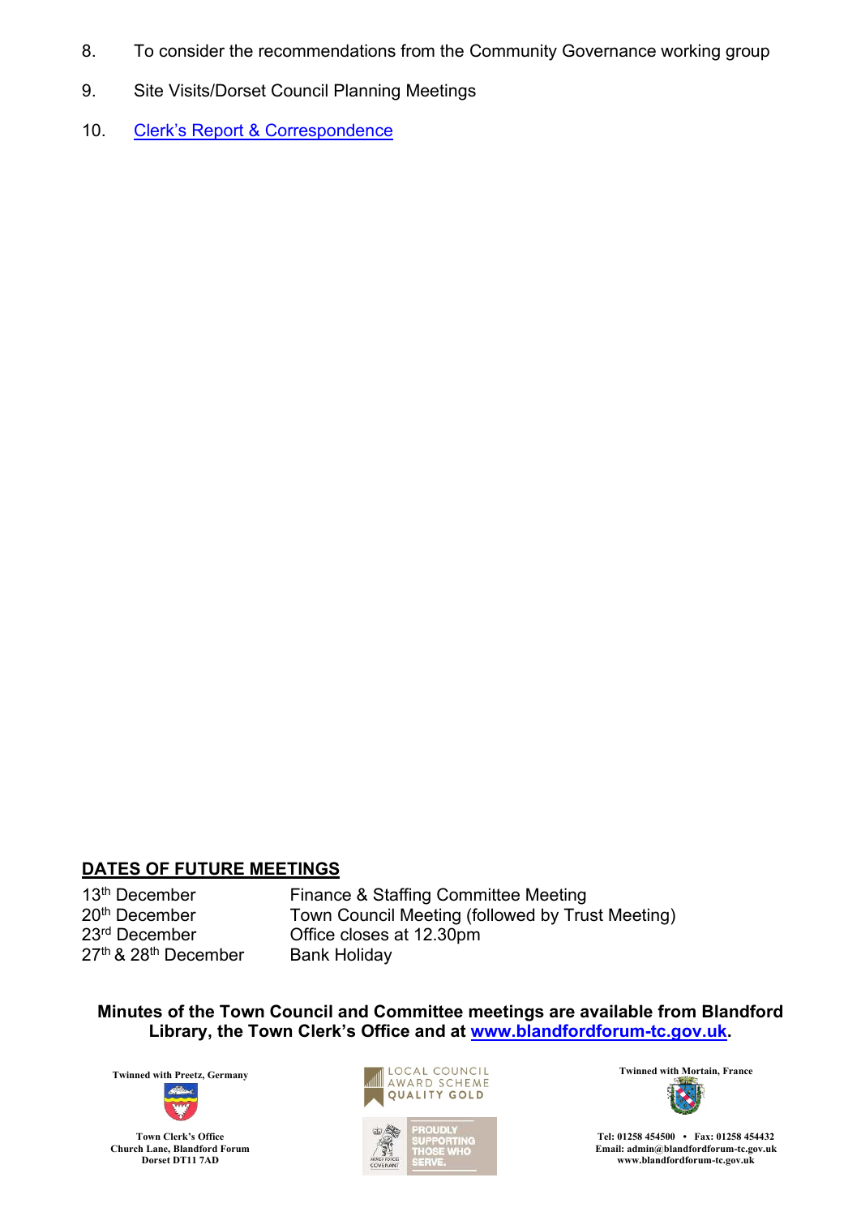8. To consider the recommendations from the Community Governance working group

9. Site Visits/Dorset Council Planning Meetings

10. [Clerk's Report & Correspondence]

## DATES OF FUTURE MEETINGS

| | |
|---|---|
| 13th December | Finance & Staffing Committee Meeting |
| 20th December | Town Council Meeting (followed by Trust Meeting) |
| 23rd December | Office closes at 12.30pm |
| 27th & 28th December | Bank Holiday |

**Minutes of the Town Council and Committee meetings are available from Blandford Library, the Town Clerk's Office and at www.blandfordforum-tc.gov.uk.**

Twinned with Preetz, Germany

Town Clerk's Office
Church Lane, Blandford Forum
Dorset DT11 7AD

LOCAL COUNCIL AWARD SCHEME QUALITY GOLD

PROUDLY SUPPORTING THOSE WHO SERVE.

Twinned with Mortain, France

Tel: 01258 454500 • Fax: 01258 454432
Email: admin@blandfordforum-tc.gov.uk
www.blandfordforum-tc.gov.uk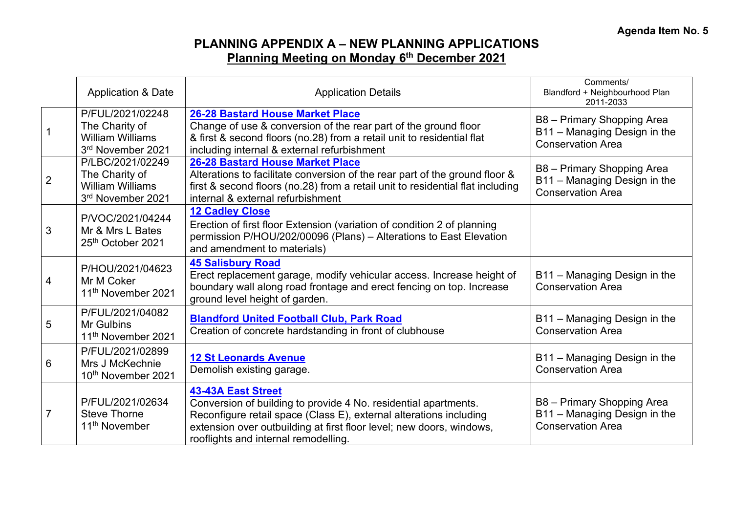**Agenda Item No. 5**

# PLANNING APPENDIX A – NEW PLANNING APPLICATIONS

## Planning Meeting on Monday 6th December 2021

| | Application & Date | Application Details | Comments/ Blandford + Neighbourhood Plan 2011-2033 |
|---|---|---|---|
| 1 | P/FUL/2021/02248 The Charity of William Williams 3rd November 2021 | **26-28 Bastard House Market Place** Change of use & conversion of the rear part of the ground floor & first & second floors (no.28) from a retail unit to residential flat including internal & external refurbishment | B8 – Primary Shopping Area B11 – Managing Design in the Conservation Area |
| 2 | P/LBC/2021/02249 The Charity of William Williams 3rd November 2021 | **26-28 Bastard House Market Place** Alterations to facilitate conversion of the rear part of the ground floor & first & second floors (no.28) from a retail unit to residential flat including internal & external refurbishment | B8 – Primary Shopping Area B11 – Managing Design in the Conservation Area |
| 3 | P/VOC/2021/04244 Mr & Mrs L Bates 25th October 2021 | **12 Cadley Close** Erection of first floor Extension (variation of condition 2 of planning permission P/HOU/202/00096 (Plans) – Alterations to East Elevation and amendment to materials) | |
| 4 | P/HOU/2021/04623 Mr M Coker 11th November 2021 | **45 Salisbury Road** Erect replacement garage, modify vehicular access. Increase height of boundary wall along road frontage and erect fencing on top. Increase ground level height of garden. | B11 – Managing Design in the Conservation Area |
| 5 | P/FUL/2021/04082 Mr Gulbins 11th November 2021 | **Blandford United Football Club, Park Road** Creation of concrete hardstanding in front of clubhouse | B11 – Managing Design in the Conservation Area |
| 6 | P/FUL/2021/02899 Mrs J McKechnie 10th November 2021 | **12 St Leonards Avenue** Demolish existing garage. | B11 – Managing Design in the Conservation Area |
| 7 | P/FUL/2021/02634 Steve Thorne 11th November | **43-43A East Street** Conversion of building to provide 4 No. residential apartments. Reconfigure retail space (Class E), external alterations including extension over outbuilding at first floor level; new doors, windows, rooflights and internal remodelling. | B8 – Primary Shopping Area B11 – Managing Design in the Conservation Area |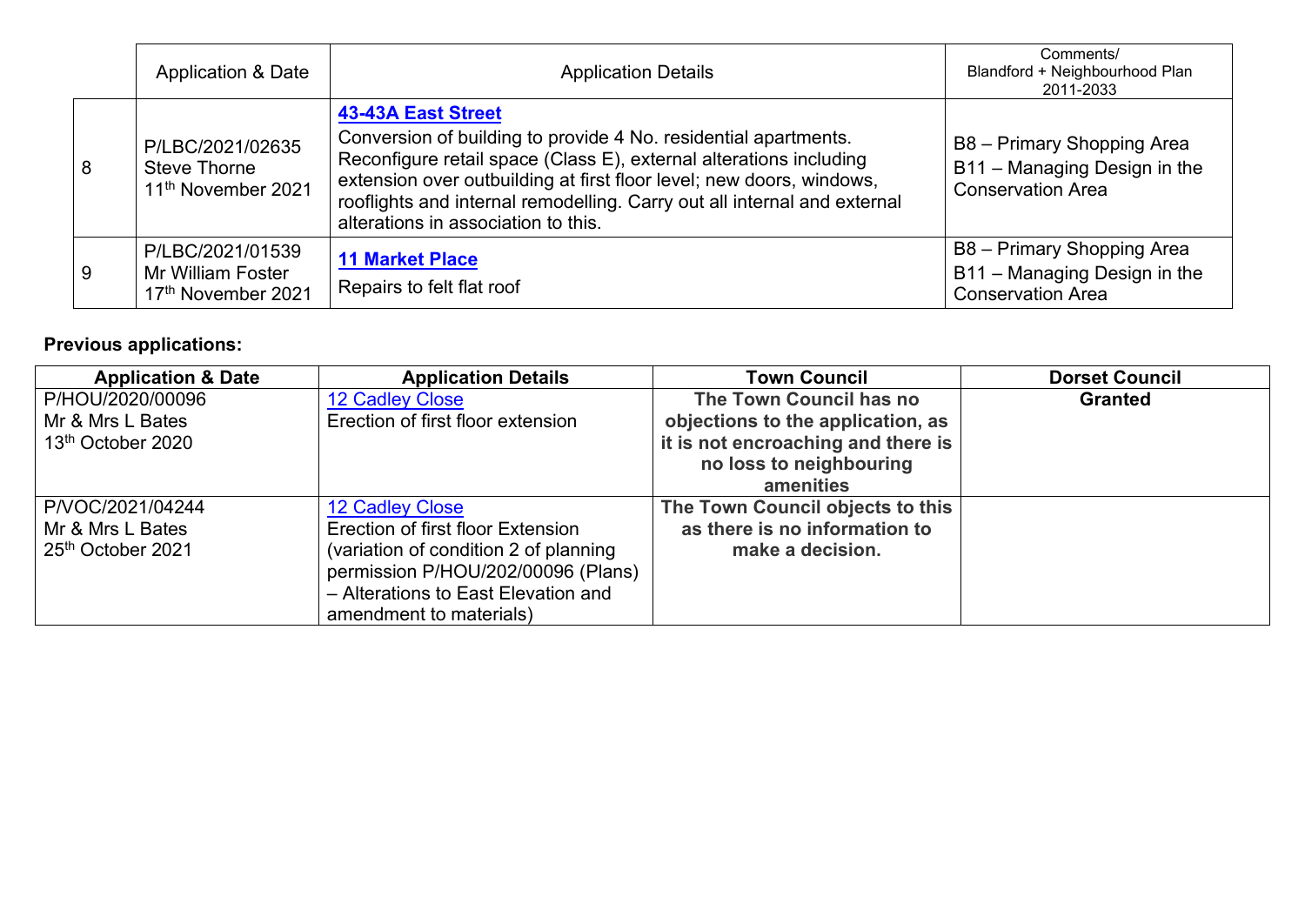| | Application & Date | Application Details | Comments/ Blandford + Neighbourhood Plan 2011-2033 |
|---|---|---|---|
| 8 | P/LBC/2021/02635 Steve Thorne 11th November 2021 | **43-43A East Street** Conversion of building to provide 4 No. residential apartments. Reconfigure retail space (Class E), external alterations including extension over outbuilding at first floor level; new doors, windows, rooflights and internal remodelling. Carry out all internal and external alterations in association to this. | B8 – Primary Shopping Area B11 – Managing Design in the Conservation Area |
| 9 | P/LBC/2021/01539 Mr William Foster 17th November 2021 | **11 Market Place** Repairs to felt flat roof | B8 – Primary Shopping Area B11 – Managing Design in the Conservation Area |

**Previous applications:**

| Application & Date | Application Details | Town Council | Dorset Council |
|---|---|---|---|
| P/HOU/2020/00096 Mr & Mrs L Bates 13th October 2020 | 12 Cadley Close Erection of first floor extension | **The Town Council has no objections to the application, as it is not encroaching and there is no loss to neighbouring amenities** | **Granted** |
| P/VOC/2021/04244 Mr & Mrs L Bates 25th October 2021 | 12 Cadley Close Erection of first floor Extension (variation of condition 2 of planning permission P/HOU/202/00096 (Plans) – Alterations to East Elevation and amendment to materials) | **The Town Council objects to this as there is no information to make a decision.** | |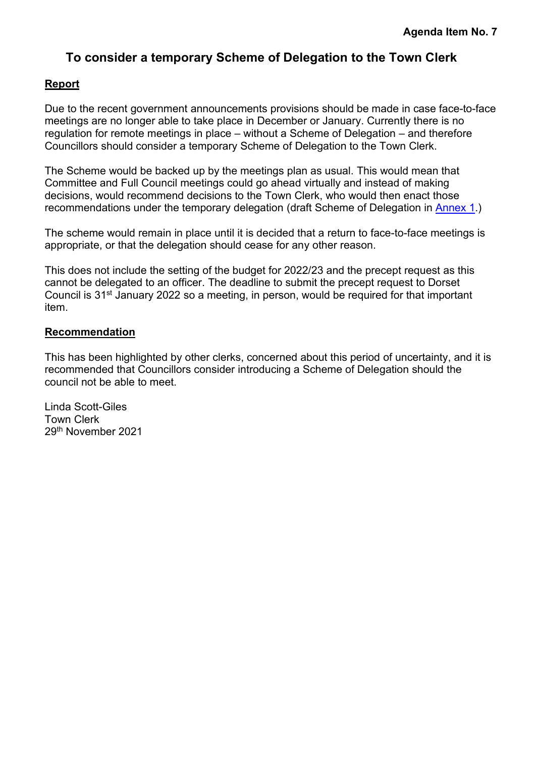**Agenda Item No. 7**

# To consider a temporary Scheme of Delegation to the Town Clerk

## Report

Due to the recent government announcements provisions should be made in case face-to-face meetings are no longer able to take place in December or January. Currently there is no regulation for remote meetings in place – without a Scheme of Delegation – and therefore Councillors should consider a temporary Scheme of Delegation to the Town Clerk.

The Scheme would be backed up by the meetings plan as usual. This would mean that Committee and Full Council meetings could go ahead virtually and instead of making decisions, would recommend decisions to the Town Clerk, who would then enact those recommendations under the temporary delegation (draft Scheme of Delegation in Annex 1.)

The scheme would remain in place until it is decided that a return to face-to-face meetings is appropriate, or that the delegation should cease for any other reason.

This does not include the setting of the budget for 2022/23 and the precept request as this cannot be delegated to an officer. The deadline to submit the precept request to Dorset Council is 31st January 2022 so a meeting, in person, would be required for that important item.

## Recommendation

This has been highlighted by other clerks, concerned about this period of uncertainty, and it is recommended that Councillors consider introducing a Scheme of Delegation should the council not be able to meet.

Linda Scott-Giles
Town Clerk
29th November 2021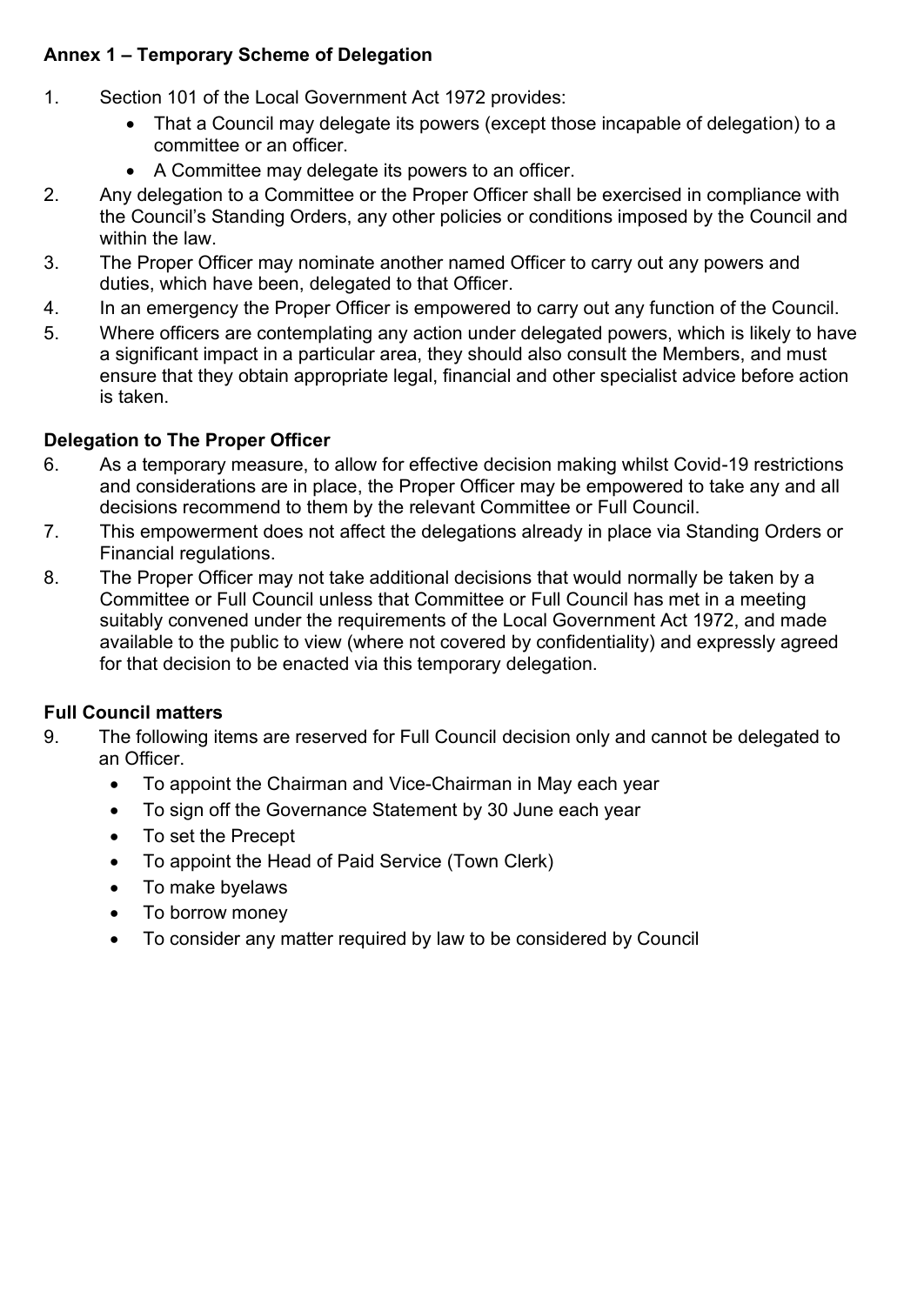## Annex 1 – Temporary Scheme of Delegation

1. Section 101 of the Local Government Act 1972 provides:
   - That a Council may delegate its powers (except those incapable of delegation) to a committee or an officer.
   - A Committee may delegate its powers to an officer.
2. Any delegation to a Committee or the Proper Officer shall be exercised in compliance with the Council's Standing Orders, any other policies or conditions imposed by the Council and within the law.
3. The Proper Officer may nominate another named Officer to carry out any powers and duties, which have been, delegated to that Officer.
4. In an emergency the Proper Officer is empowered to carry out any function of the Council.
5. Where officers are contemplating any action under delegated powers, which is likely to have a significant impact in a particular area, they should also consult the Members, and must ensure that they obtain appropriate legal, financial and other specialist advice before action is taken.

### Delegation to The Proper Officer

6. As a temporary measure, to allow for effective decision making whilst Covid-19 restrictions and considerations are in place, the Proper Officer may be empowered to take any and all decisions recommend to them by the relevant Committee or Full Council.
7. This empowerment does not affect the delegations already in place via Standing Orders or Financial regulations.
8. The Proper Officer may not take additional decisions that would normally be taken by a Committee or Full Council unless that Committee or Full Council has met in a meeting suitably convened under the requirements of the Local Government Act 1972, and made available to the public to view (where not covered by confidentiality) and expressly agreed for that decision to be enacted via this temporary delegation.

### Full Council matters

9. The following items are reserved for Full Council decision only and cannot be delegated to an Officer.
   - To appoint the Chairman and Vice-Chairman in May each year
   - To sign off the Governance Statement by 30 June each year
   - To set the Precept
   - To appoint the Head of Paid Service (Town Clerk)
   - To make byelaws
   - To borrow money
   - To consider any matter required by law to be considered by Council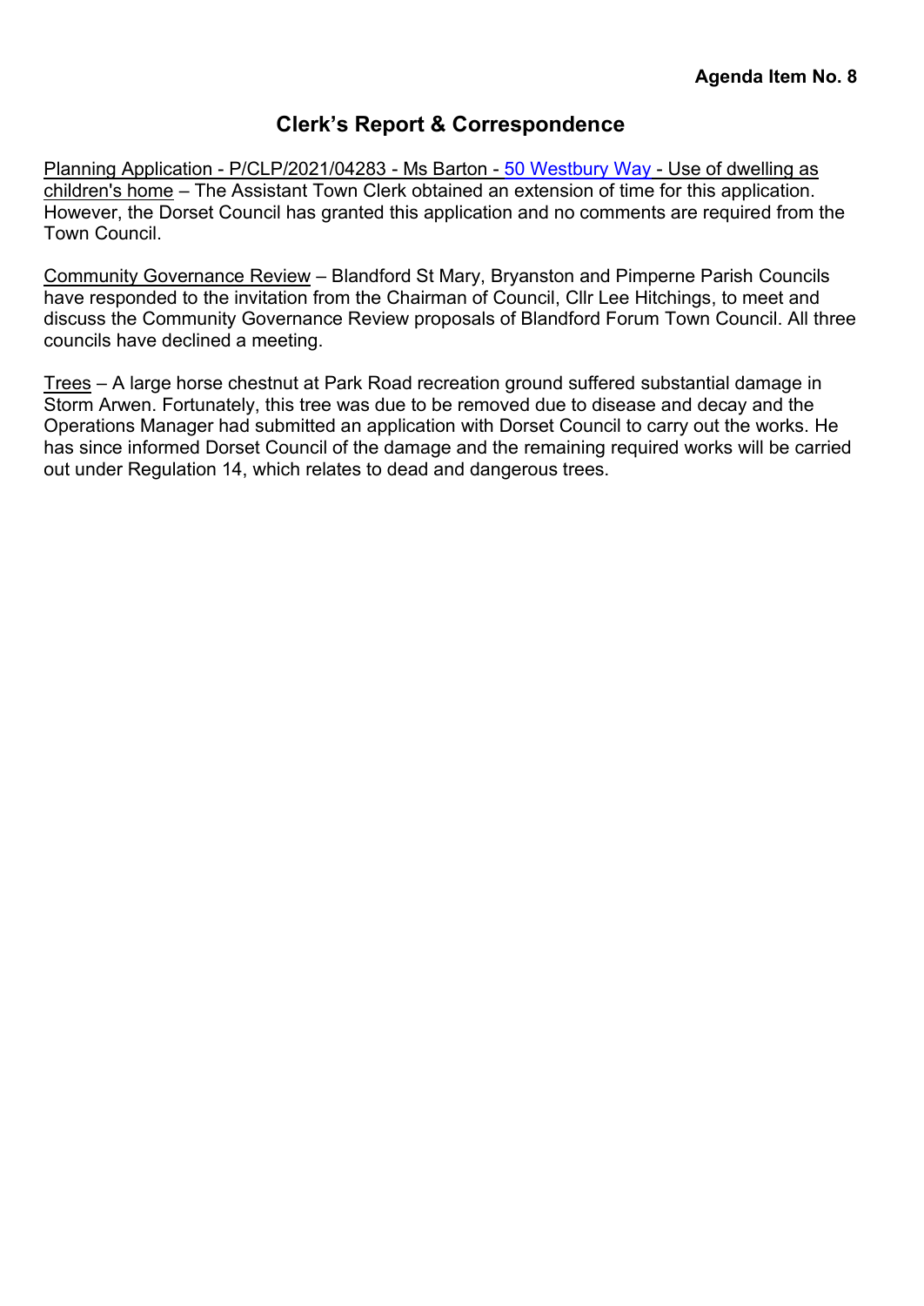**Agenda Item No. 8**

# Clerk's Report & Correspondence

Planning Application - P/CLP/2021/04283 - Ms Barton - 50 Westbury Way - Use of dwelling as children's home – The Assistant Town Clerk obtained an extension of time for this application. However, the Dorset Council has granted this application and no comments are required from the Town Council.

Community Governance Review – Blandford St Mary, Bryanston and Pimperne Parish Councils have responded to the invitation from the Chairman of Council, Cllr Lee Hitchings, to meet and discuss the Community Governance Review proposals of Blandford Forum Town Council. All three councils have declined a meeting.

Trees – A large horse chestnut at Park Road recreation ground suffered substantial damage in Storm Arwen. Fortunately, this tree was due to be removed due to disease and decay and the Operations Manager had submitted an application with Dorset Council to carry out the works. He has since informed Dorset Council of the damage and the remaining required works will be carried out under Regulation 14, which relates to dead and dangerous trees.